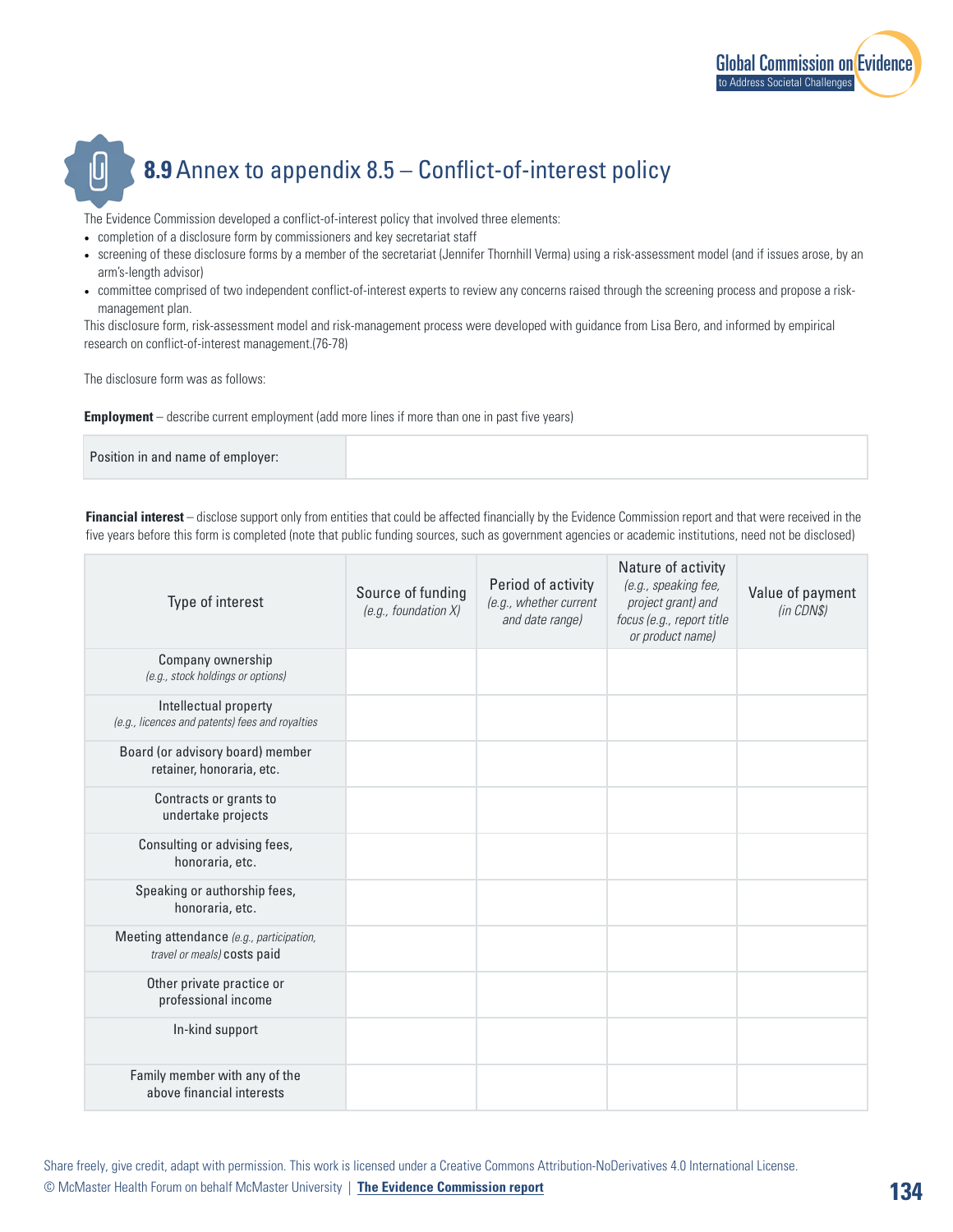## 8.9 Annex to appendix 8.5 – Conflict-of-interest policy

The Evidence Commission developed a conflict-of-interest policy that involved three elements:

- completion of a disclosure form by commissioners and key secretariat staff
- screening of these disclosure forms by a member of the secretariat (Jennifer Thornhill Verma) using a risk-assessment model (and if issues arose, by an arm's-length advisor)
- committee comprised of two independent conflict-of-interest experts to review any concerns raised through the screening process and propose a risk-management plan.

This disclosure form, risk-assessment model and risk-management process were developed with guidance from Lisa Bero, and informed by empirical research on conflict-of-interest management.(76-78)

The disclosure form was as follows:

**Employment** – describe current employment (add more lines if more than one in past five years)

| | |
|---|---|
| Position in and name of employer: | |

**Financial interest** – disclose support only from entities that could be affected financially by the Evidence Commission report and that were received in the five years before this form is completed (note that public funding sources, such as government agencies or academic institutions, need not be disclosed)

| Type of interest | Source of funding *(e.g., foundation X)* | Period of activity *(e.g., whether current and date range)* | Nature of activity *(e.g., speaking fee, project grant) and focus (e.g., report title or product name)* | Value of payment *(in CDN$)* |
|---|---|---|---|---|
| Company ownership *(e.g., stock holdings or options)* | | | | |
| Intellectual property *(e.g., licences and patents) fees and royalties* | | | | |
| Board (or advisory board) member retainer, honoraria, etc. | | | | |
| Contracts or grants to undertake projects | | | | |
| Consulting or advising fees, honoraria, etc. | | | | |
| Speaking or authorship fees, honoraria, etc. | | | | |
| Meeting attendance *(e.g., participation, travel or meals)* costs paid | | | | |
| Other private practice or professional income | | | | |
| In-kind support | | | | |
| Family member with any of the above financial interests | | | | |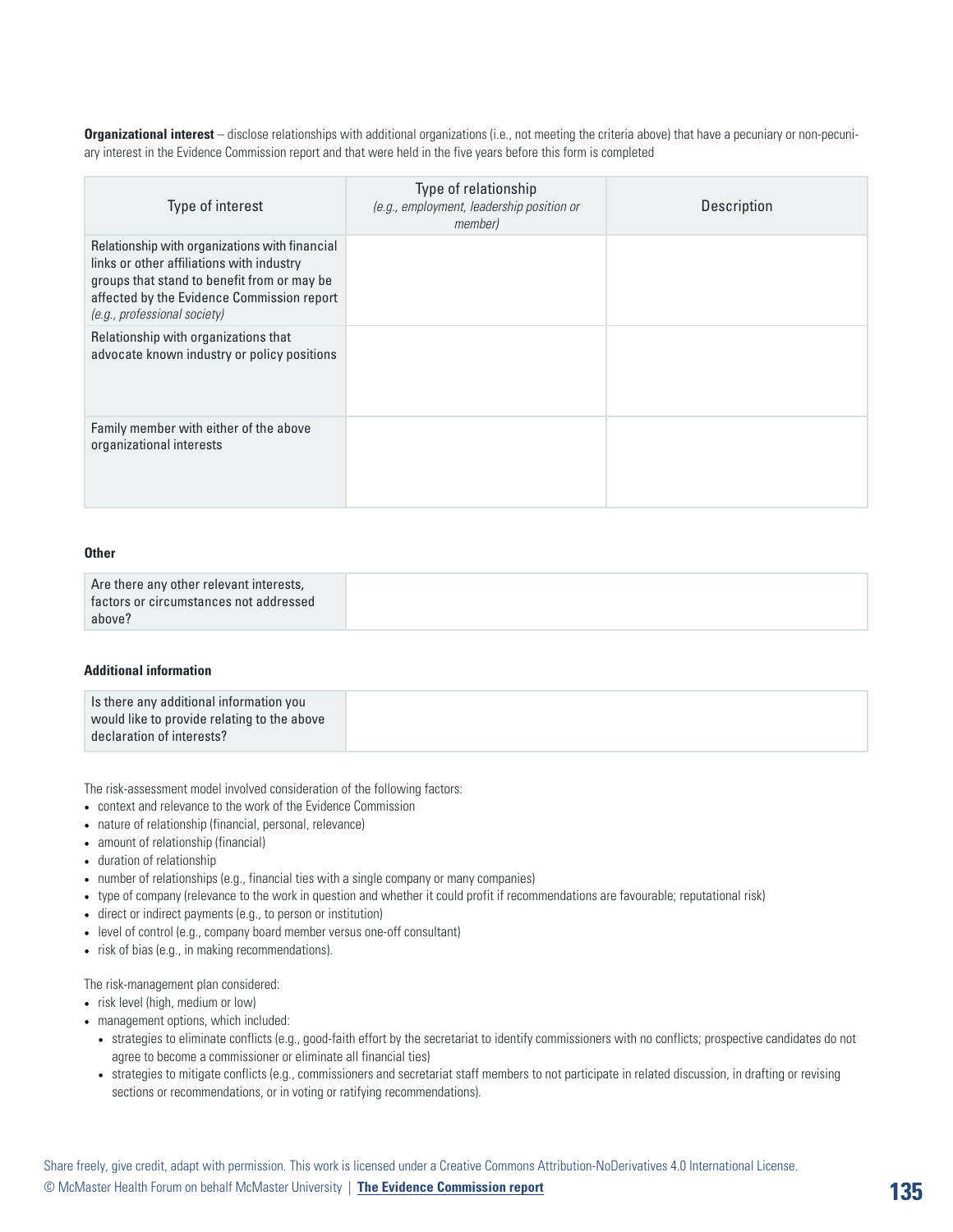**Organizational interest** – disclose relationships with additional organizations (i.e., not meeting the criteria above) that have a pecuniary or non-pecuniary interest in the Evidence Commission report and that were held in the five years before this form is completed

| Type of interest | Type of relationship *(e.g., employment, leadership position or member)* | Description |
|---|---|---|
| Relationship with organizations with financial links or other affiliations with industry groups that stand to benefit from or may be affected by the Evidence Commission report *(e.g., professional society)* | | |
| Relationship with organizations that advocate known industry or policy positions | | |
| Family member with either of the above organizational interests | | |

**Other**

| | |
|---|---|
| Are there any other relevant interests, factors or circumstances not addressed above? | |

**Additional information**

| | |
|---|---|
| Is there any additional information you would like to provide relating to the above declaration of interests? | |

The risk-assessment model involved consideration of the following factors:

- context and relevance to the work of the Evidence Commission
- nature of relationship (financial, personal, relevance)
- amount of relationship (financial)
- duration of relationship
- number of relationships (e.g., financial ties with a single company or many companies)
- type of company (relevance to the work in question and whether it could profit if recommendations are favourable; reputational risk)
- direct or indirect payments (e.g., to person or institution)
- level of control (e.g., company board member versus one-off consultant)
- risk of bias (e.g., in making recommendations).

The risk-management plan considered:

- risk level (high, medium or low)
- management options, which included:
  - strategies to eliminate conflicts (e.g., good-faith effort by the secretariat to identify commissioners with no conflicts; prospective candidates do not agree to become a commissioner or eliminate all financial ties)
  - strategies to mitigate conflicts (e.g., commissioners and secretariat staff members to not participate in related discussion, in drafting or revising sections or recommendations, or in voting or ratifying recommendations).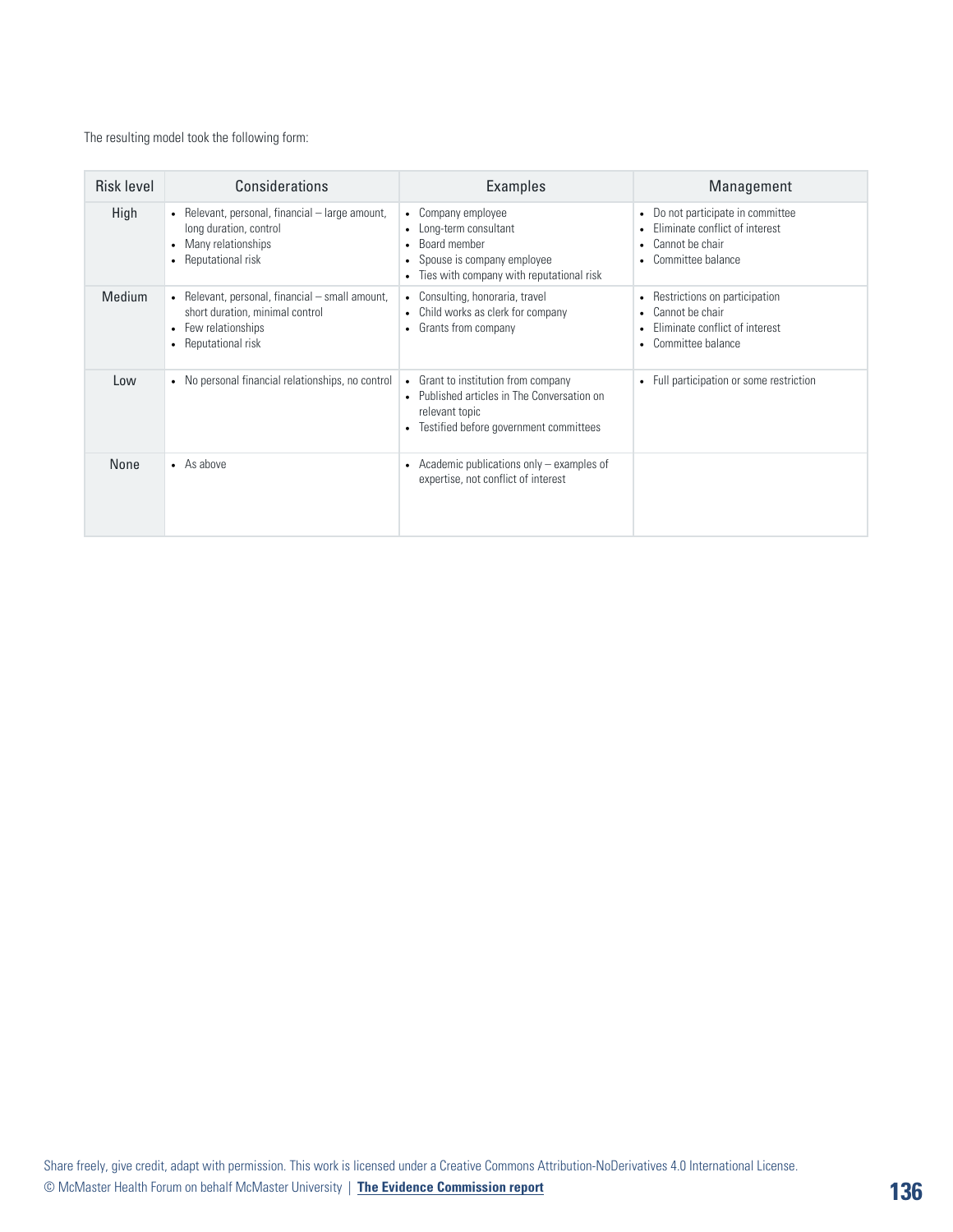The resulting model took the following form:

| Risk level | Considerations | Examples | Management |
| --- | --- | --- | --- |
| High | • Relevant, personal, financial – large amount, long duration, control<br>• Many relationships<br>• Reputational risk | • Company employee<br>• Long-term consultant<br>• Board member<br>• Spouse is company employee<br>• Ties with company with reputational risk | • Do not participate in committee<br>• Eliminate conflict of interest<br>• Cannot be chair<br>• Committee balance |
| Medium | • Relevant, personal, financial – small amount, short duration, minimal control<br>• Few relationships<br>• Reputational risk | • Consulting, honoraria, travel<br>• Child works as clerk for company<br>• Grants from company | • Restrictions on participation<br>• Cannot be chair<br>• Eliminate conflict of interest<br>• Committee balance |
| Low | • No personal financial relationships, no control | • Grant to institution from company<br>• Published articles in The Conversation on relevant topic<br>• Testified before government committees | • Full participation or some restriction |
| None | • As above | • Academic publications only – examples of expertise, not conflict of interest | |

Share freely, give credit, adapt with permission. This work is licensed under a Creative Commons Attribution-NoDerivatives 4.0 International License.
© McMaster Health Forum on behalf McMaster University | **The Evidence Commission report**